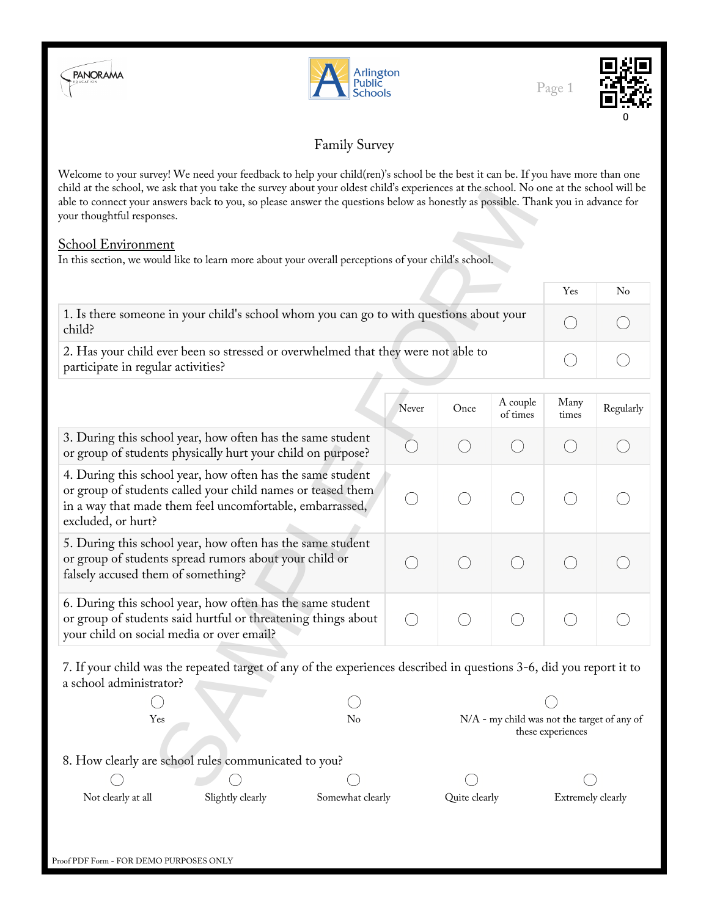# Family Survey

Welcome to your survey! We need your feedback to help your child(ren)'s school be the best it can be. If you have more than one child at the school, we ask that you take the survey about your oldest child's experiences at the school. No one at the school will be able to connect your answers back to you, so please answer the questions below as honestly as possible. Thank you in advance for your thoughtful responses.

## School Environment

In this section, we would like to learn more about your overall perceptions of your child's school.

| | Yes | No |
|---|---|---|
| 1. Is there someone in your child's school whom you can go to with questions about your child? | ○ | ○ |
| 2. Has your child ever been so stressed or overwhelmed that they were not able to participate in regular activities? | ○ | ○ |

| | Never | Once | A couple of times | Many times | Regularly |
|---|---|---|---|---|---|
| 3. During this school year, how often has the same student or group of students physically hurt your child on purpose? | ○ | ○ | ○ | ○ | ○ |
| 4. During this school year, how often has the same student or group of students called your child names or teased them in a way that made them feel uncomfortable, embarrassed, excluded, or hurt? | ○ | ○ | ○ | ○ | ○ |
| 5. During this school year, how often has the same student or group of students spread rumors about your child or falsely accused them of something? | ○ | ○ | ○ | ○ | ○ |
| 6. During this school year, how often has the same student or group of students said hurtful or threatening things about your child on social media or over email? | ○ | ○ | ○ | ○ | ○ |

7. If your child was the repeated target of any of the experiences described in questions 3-6, did you report it to a school administrator?

- ○ Yes
- ○ No
- ○ N/A - my child was not the target of any of these experiences

8. How clearly are school rules communicated to you?

- ○ Not clearly at all
- ○ Slightly clearly
- ○ Somewhat clearly
- ○ Quite clearly
- ○ Extremely clearly

Proof PDF Form - FOR DEMO PURPOSES ONLY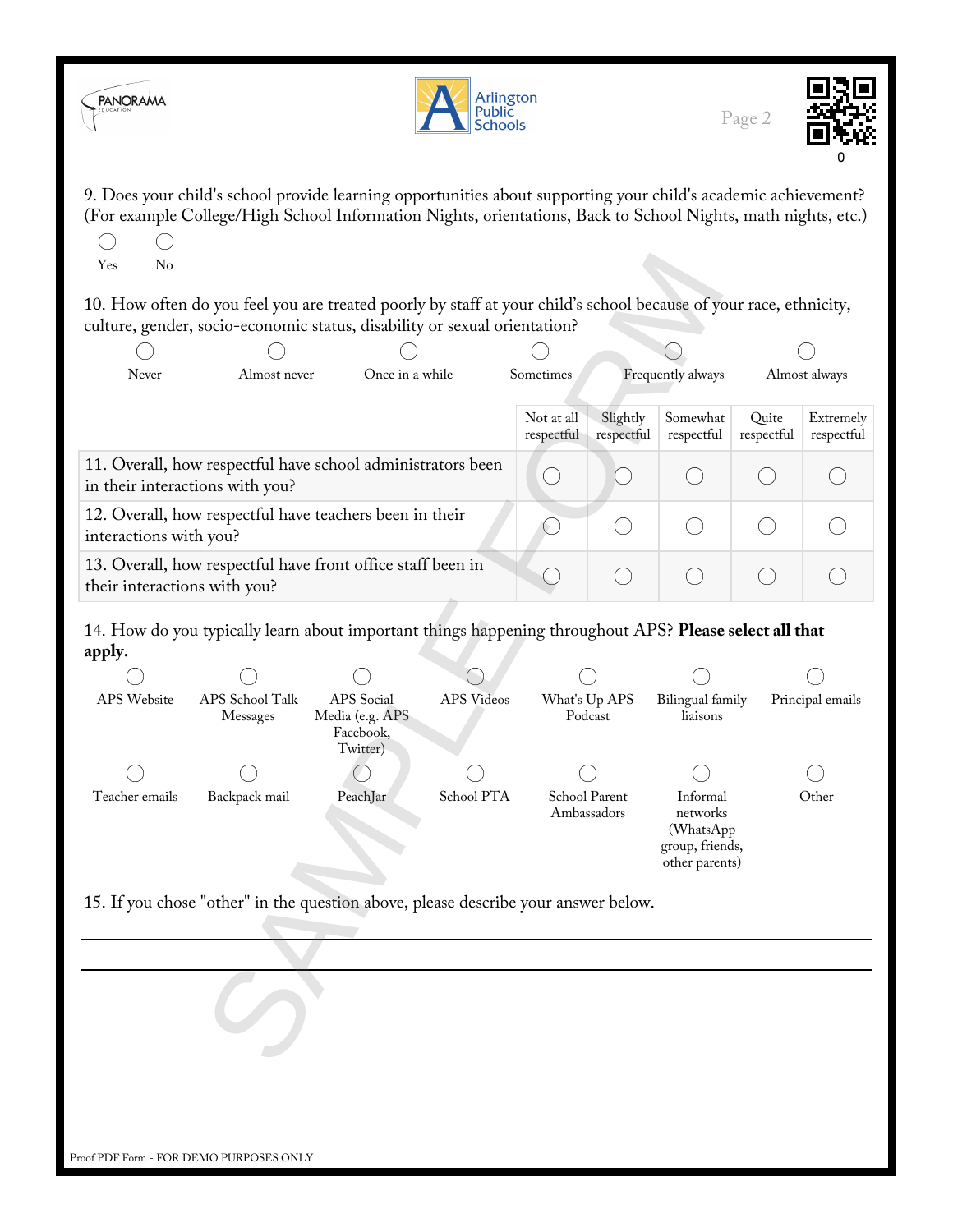9. Does your child's school provide learning opportunities about supporting your child's academic achievement? (For example College/High School Information Nights, orientations, Back to School Nights, math nights, etc.)

◯ Yes ◯ No

10. How often do you feel you are treated poorly by staff at your child's school because of your race, ethnicity, culture, gender, socio-economic status, disability or sexual orientation?

◯ Never ◯ Almost never ◯ Once in a while ◯ Sometimes ◯ Frequently always ◯ Almost always

| | Not at all respectful | Slightly respectful | Somewhat respectful | Quite respectful | Extremely respectful |
|---|---|---|---|---|---|
| 11. Overall, how respectful have school administrators been in their interactions with you? | ◯ | ◯ | ◯ | ◯ | ◯ |
| 12. Overall, how respectful have teachers been in their interactions with you? | ◯ | ◯ | ◯ | ◯ | ◯ |
| 13. Overall, how respectful have front office staff been in their interactions with you? | ◯ | ◯ | ◯ | ◯ | ◯ |

14. How do you typically learn about important things happening throughout APS? **Please select all that apply.**

◯ APS Website
◯ APS School Talk Messages
◯ APS Social Media (e.g. APS Facebook, Twitter)
◯ APS Videos
◯ What's Up APS Podcast
◯ Bilingual family liaisons
◯ Principal emails
◯ Teacher emails
◯ Backpack mail
◯ PeachJar
◯ School PTA
◯ School Parent Ambassadors
◯ Informal networks (WhatsApp group, friends, other parents)
◯ Other

15. If you chose "other" in the question above, please describe your answer below.

______________________________________________________________________

______________________________________________________________________

Proof PDF Form - FOR DEMO PURPOSES ONLY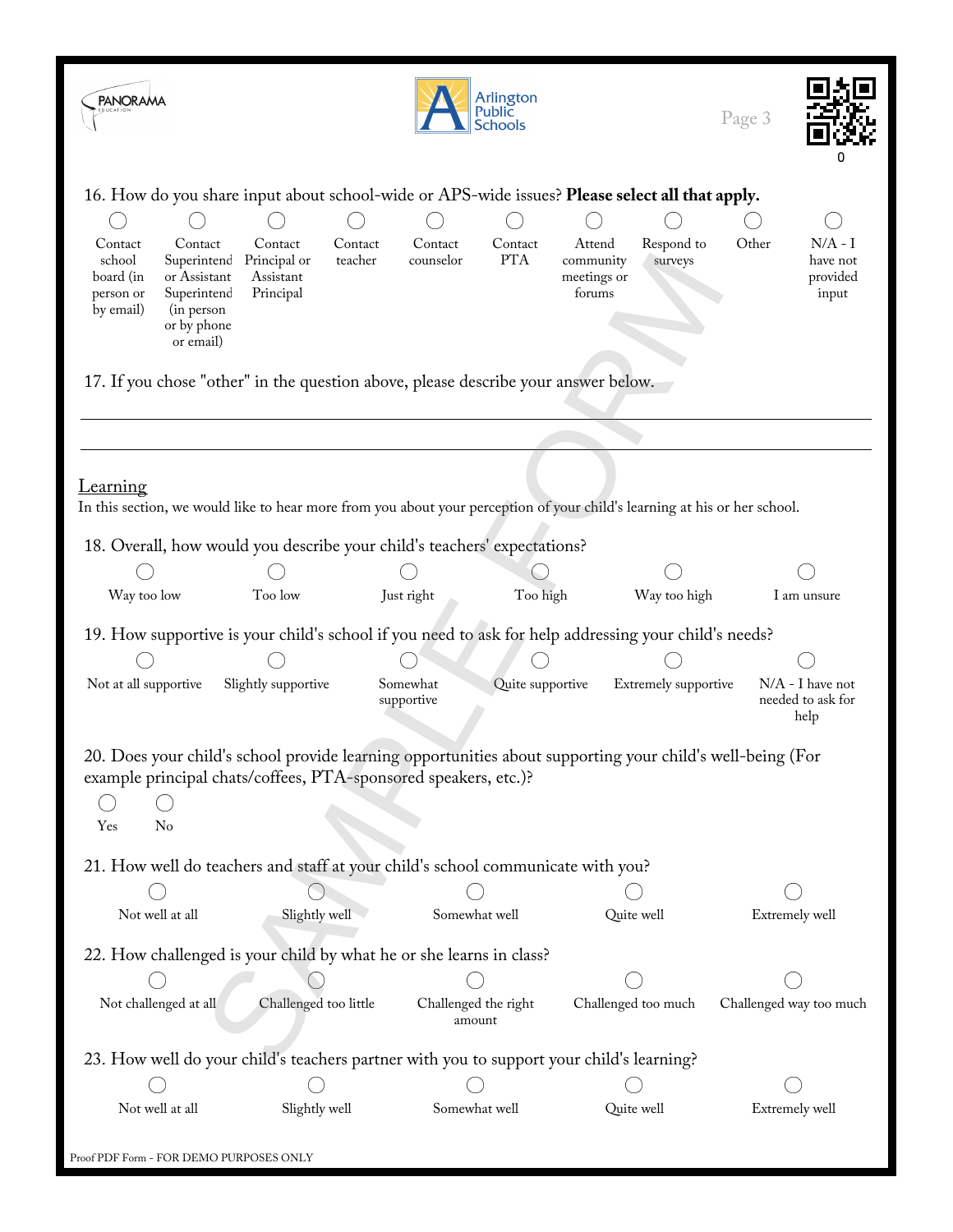16. How do you share input about school-wide or APS-wide issues? **Please select all that apply.**

- ◯ Contact school board (in person or by email)
- ◯ Contact Superintend or Assistant Superintend (in person or by phone or email)
- ◯ Contact Principal or Assistant Principal
- ◯ Contact teacher
- ◯ Contact counselor
- ◯ Contact PTA
- ◯ Attend community meetings or forums
- ◯ Respond to surveys
- ◯ Other
- ◯ N/A - I have not provided input

17. If you chose "other" in the question above, please describe your answer below.

______________________________________________________________________

______________________________________________________________________

## Learning

In this section, we would like to hear more from you about your perception of your child's learning at his or her school.

18. Overall, how would you describe your child's teachers' expectations?

◯ Way too low ◯ Too low ◯ Just right ◯ Too high ◯ Way too high ◯ I am unsure

19. How supportive is your child's school if you need to ask for help addressing your child's needs?

◯ Not at all supportive ◯ Slightly supportive ◯ Somewhat supportive ◯ Quite supportive ◯ Extremely supportive ◯ N/A - I have not needed to ask for help

20. Does your child's school provide learning opportunities about supporting your child's well-being (For example principal chats/coffees, PTA-sponsored speakers, etc.)?

◯ Yes ◯ No

21. How well do teachers and staff at your child's school communicate with you?

◯ Not well at all ◯ Slightly well ◯ Somewhat well ◯ Quite well ◯ Extremely well

22. How challenged is your child by what he or she learns in class?

◯ Not challenged at all ◯ Challenged too little ◯ Challenged the right amount ◯ Challenged too much ◯ Challenged way too much

23. How well do your child's teachers partner with you to support your child's learning?

◯ Not well at all ◯ Slightly well ◯ Somewhat well ◯ Quite well ◯ Extremely well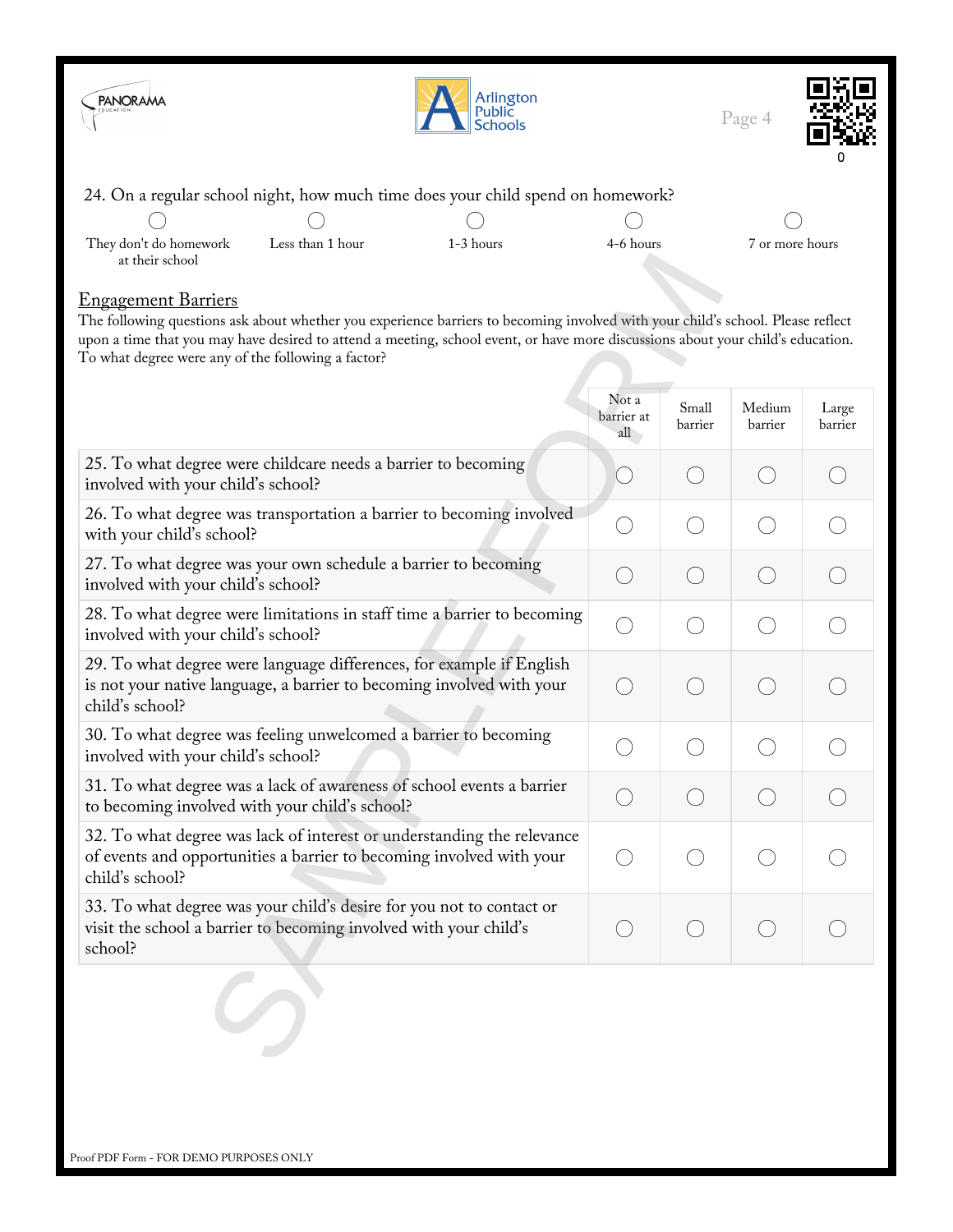24. On a regular school night, how much time does your child spend on homework?

◯ They don't do homework at their school  ◯ Less than 1 hour  ◯ 1-3 hours  ◯ 4-6 hours  ◯ 7 or more hours

## Engagement Barriers

The following questions ask about whether you experience barriers to becoming involved with your child's school. Please reflect upon a time that you may have desired to attend a meeting, school event, or have more discussions about your child's education. To what degree were any of the following a factor?

| | Not a barrier at all | Small barrier | Medium barrier | Large barrier |
|---|---|---|---|---|
| 25. To what degree were childcare needs a barrier to becoming involved with your child's school? | ◯ | ◯ | ◯ | ◯ |
| 26. To what degree was transportation a barrier to becoming involved with your child's school? | ◯ | ◯ | ◯ | ◯ |
| 27. To what degree was your own schedule a barrier to becoming involved with your child's school? | ◯ | ◯ | ◯ | ◯ |
| 28. To what degree were limitations in staff time a barrier to becoming involved with your child's school? | ◯ | ◯ | ◯ | ◯ |
| 29. To what degree were language differences, for example if English is not your native language, a barrier to becoming involved with your child's school? | ◯ | ◯ | ◯ | ◯ |
| 30. To what degree was feeling unwelcomed a barrier to becoming involved with your child's school? | ◯ | ◯ | ◯ | ◯ |
| 31. To what degree was a lack of awareness of school events a barrier to becoming involved with your child's school? | ◯ | ◯ | ◯ | ◯ |
| 32. To what degree was lack of interest or understanding the relevance of events and opportunities a barrier to becoming involved with your child's school? | ◯ | ◯ | ◯ | ◯ |
| 33. To what degree was your child's desire for you not to contact or visit the school a barrier to becoming involved with your child's school? | ◯ | ◯ | ◯ | ◯ |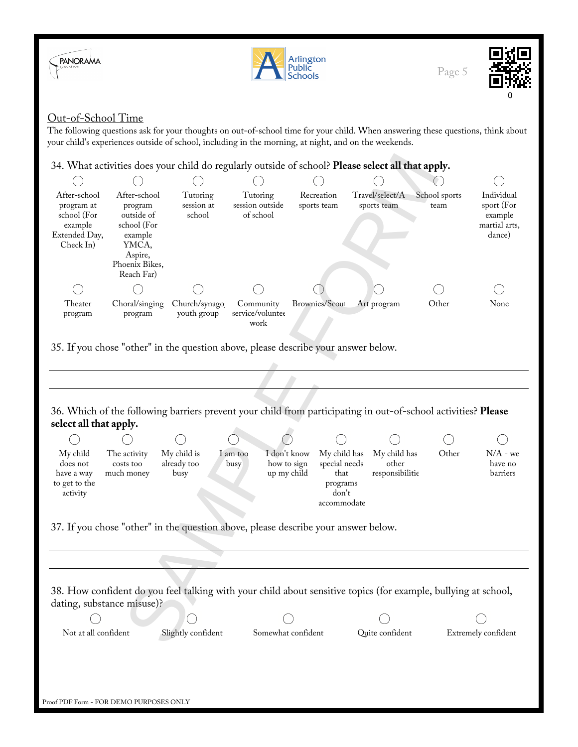## Out-of-School Time

The following questions ask for your thoughts on out-of-school time for your child. When answering these questions, think about your child's experiences outside of school, including in the morning, at night, and on the weekends.

34. What activities does your child do regularly outside of school? **Please select all that apply.**

- ○ After-school program at school (For example Extended Day, Check In)
- ○ After-school program outside of school (For example YMCA, Aspire, Phoenix Bikes, Reach Far)
- ○ Tutoring session at school
- ○ Tutoring session outside of school
- ○ Recreation sports team
- ○ Travel/select/A sports team
- ○ School sports team
- ○ Individual sport (For example martial arts, dance)
- ○ Theater program
- ○ Choral/singing program
- ○ Church/synago youth group
- ○ Community service/voluntee work
- ○ Brownies/Scout
- ○ Art program
- ○ Other
- ○ None

35. If you chose "other" in the question above, please describe your answer below.

______________________________________________

______________________________________________

36. Which of the following barriers prevent your child from participating in out-of-school activities? **Please select all that apply.**

- ○ My child does not have a way to get to the activity
- ○ The activity costs too much money
- ○ My child is already too busy
- ○ I am too busy
- ○ I don't know how to sign up my child
- ○ My child has special needs that programs don't accommodate
- ○ My child has other responsibilitie
- ○ Other
- ○ N/A - we have no barriers

37. If you chose "other" in the question above, please describe your answer below.

______________________________________________

______________________________________________

38. How confident do you feel talking with your child about sensitive topics (for example, bullying at school, dating, substance misuse)?

- ○ Not at all confident
- ○ Slightly confident
- ○ Somewhat confident
- ○ Quite confident
- ○ Extremely confident

Proof PDF Form - FOR DEMO PURPOSES ONLY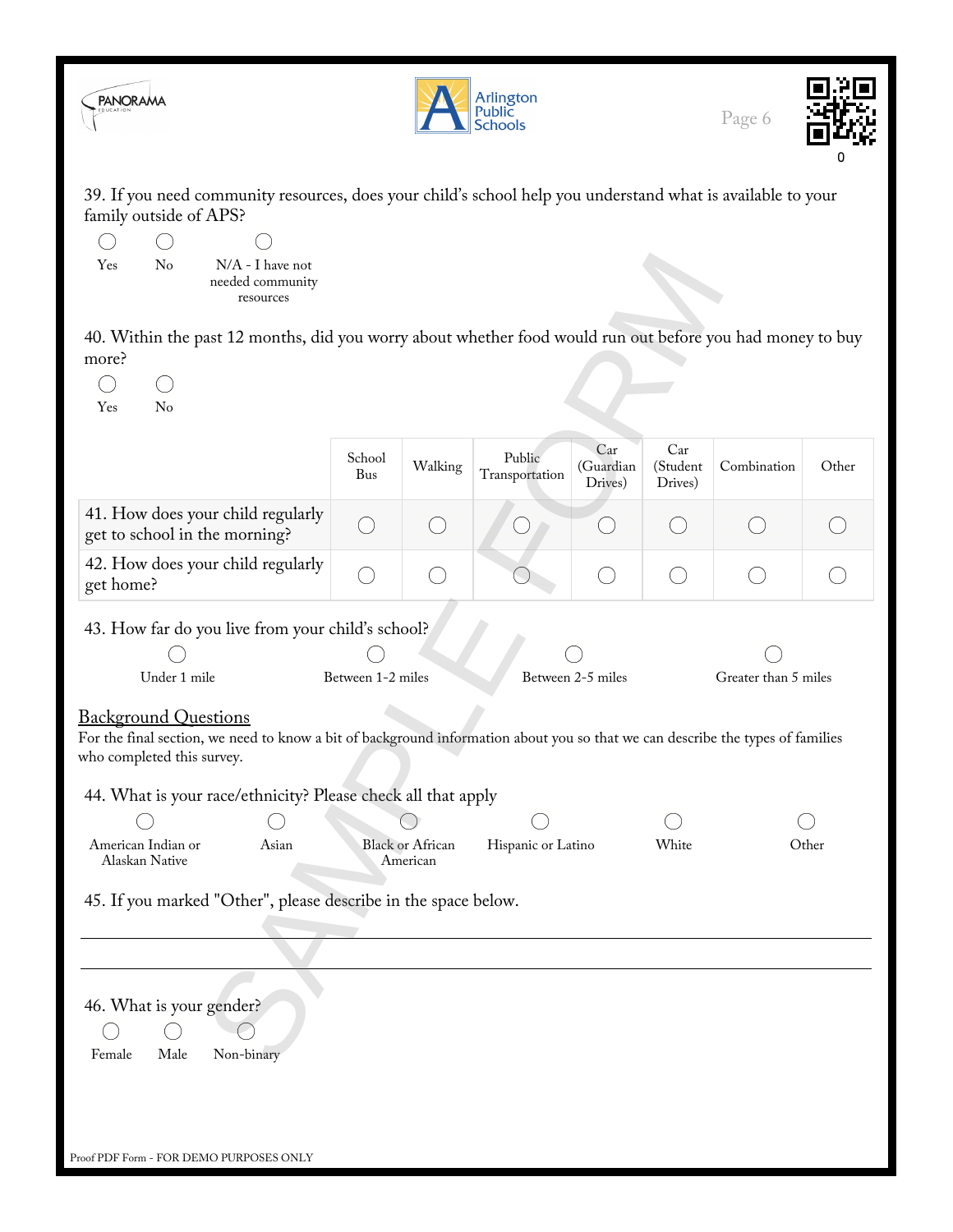39. If you need community resources, does your child's school help you understand what is available to your family outside of APS?

◯ Yes ◯ No ◯ N/A - I have not needed community resources

40. Within the past 12 months, did you worry about whether food would run out before you had money to buy more?

◯ Yes ◯ No

| | School Bus | Walking | Public Transportation | Car (Guardian Drives) | Car (Student Drives) | Combination | Other |
|---|---|---|---|---|---|---|---|
| 41. How does your child regularly get to school in the morning? | ◯ | ◯ | ◯ | ◯ | ◯ | ◯ | ◯ |
| 42. How does your child regularly get home? | ◯ | ◯ | ◯ | ◯ | ◯ | ◯ | ◯ |

43. How far do you live from your child's school?

◯ Under 1 mile ◯ Between 1-2 miles ◯ Between 2-5 miles ◯ Greater than 5 miles

## Background Questions

For the final section, we need to know a bit of background information about you so that we can describe the types of families who completed this survey.

44. What is your race/ethnicity? Please check all that apply

◯ American Indian or Alaskan Native ◯ Asian ◯ Black or African American ◯ Hispanic or Latino ◯ White ◯ Other

45. If you marked "Other", please describe in the space below.

_______________________________________________

_______________________________________________

46. What is your gender?

◯ Female ◯ Male ◯ Non-binary

Proof PDF Form - FOR DEMO PURPOSES ONLY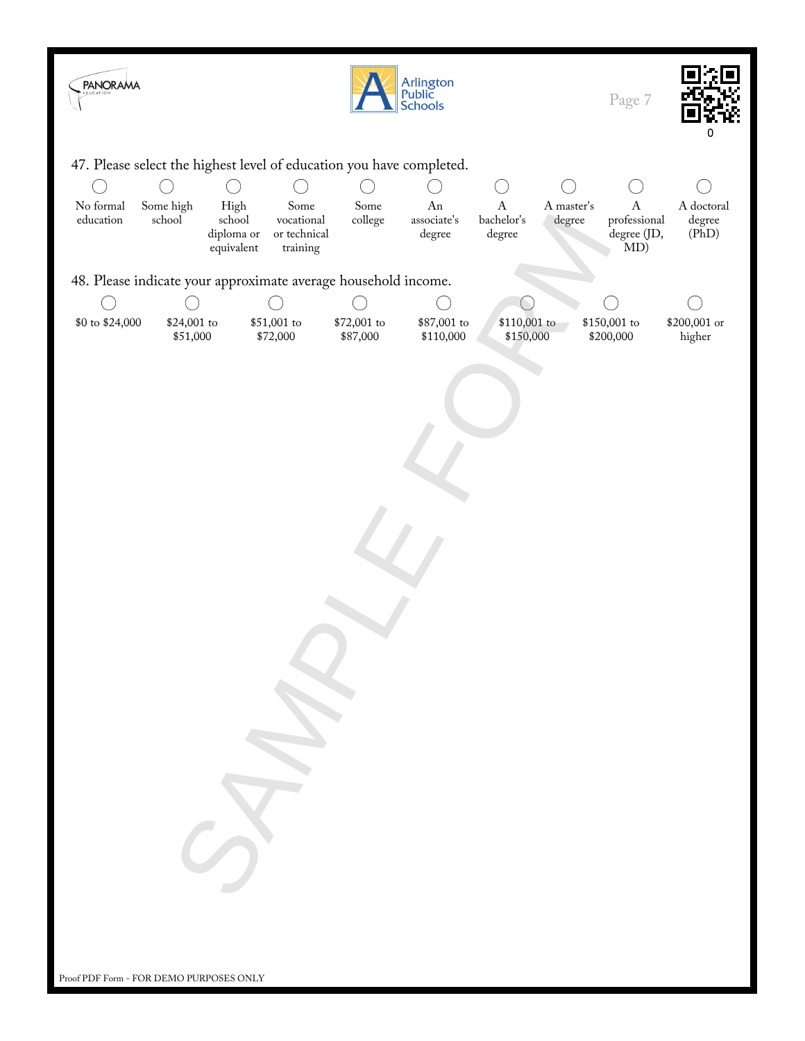47. Please select the highest level of education you have completed.

- ◯ No formal education
- ◯ Some high school
- ◯ High school diploma or equivalent
- ◯ Some vocational or technical training
- ◯ Some college
- ◯ An associate's degree
- ◯ A bachelor's degree
- ◯ A master's degree
- ◯ A professional degree (JD, MD)
- ◯ A doctoral degree (PhD)

48. Please indicate your approximate average household income.

- ◯ $0 to $24,000
- ◯ $24,001 to $51,000
- ◯ $51,001 to $72,000
- ◯ $72,001 to $87,000
- ◯ $87,001 to $110,000
- ◯ $110,001 to $150,000
- ◯ $150,001 to $200,000
- ◯ $200,001 or higher

SAMPLE FORM

Proof PDF Form - FOR DEMO PURPOSES ONLY